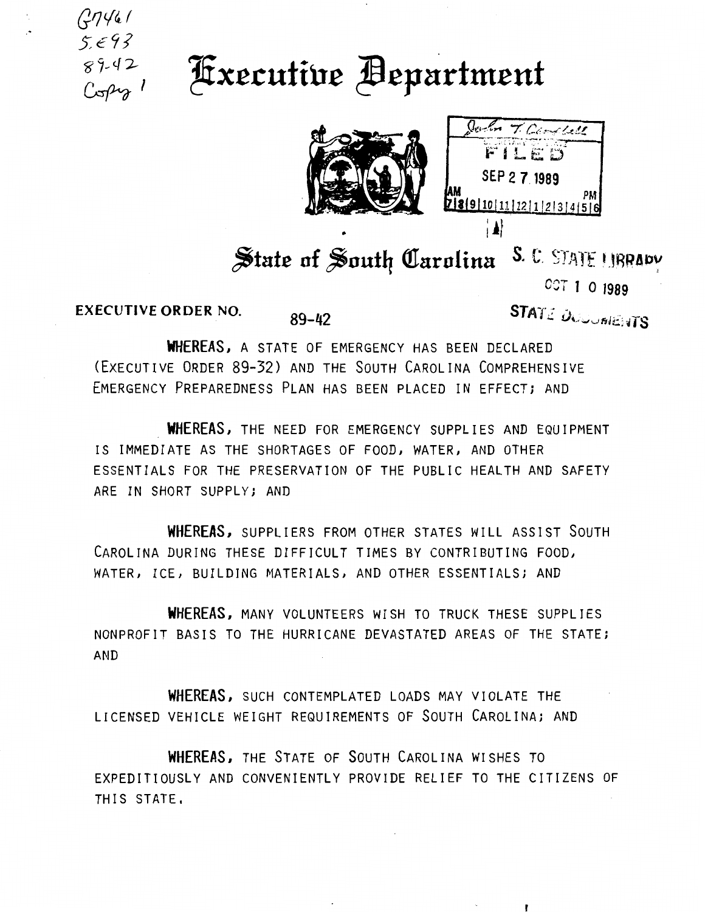G7461
S.E93
89-42
Copy 1

# Executive Department

John T. Campbell
FILED
SEP 27 1989
AM 7|8|9|10|11|12|1|2|3|4|5|6 PM

## State of South Carolina

S. C. STATE LIBRARY
OCT 10 1989
STATE DOCUMENTS

**EXECUTIVE ORDER NO.** 89-42

**WHEREAS**, A STATE OF EMERGENCY HAS BEEN DECLARED (EXECUTIVE ORDER 89-32) AND THE SOUTH CAROLINA COMPREHENSIVE EMERGENCY PREPAREDNESS PLAN HAS BEEN PLACED IN EFFECT; AND

**WHEREAS**, THE NEED FOR EMERGENCY SUPPLIES AND EQUIPMENT IS IMMEDIATE AS THE SHORTAGES OF FOOD, WATER, AND OTHER ESSENTIALS FOR THE PRESERVATION OF THE PUBLIC HEALTH AND SAFETY ARE IN SHORT SUPPLY; AND

**WHEREAS**, SUPPLIERS FROM OTHER STATES WILL ASSIST SOUTH CAROLINA DURING THESE DIFFICULT TIMES BY CONTRIBUTING FOOD, WATER, ICE, BUILDING MATERIALS, AND OTHER ESSENTIALS; AND

**WHEREAS**, MANY VOLUNTEERS WISH TO TRUCK THESE SUPPLIES NONPROFIT BASIS TO THE HURRICANE DEVASTATED AREAS OF THE STATE; AND

**WHEREAS**, SUCH CONTEMPLATED LOADS MAY VIOLATE THE LICENSED VEHICLE WEIGHT REQUIREMENTS OF SOUTH CAROLINA; AND

**WHEREAS**, THE STATE OF SOUTH CAROLINA WISHES TO EXPEDITIOUSLY AND CONVENIENTLY PROVIDE RELIEF TO THE CITIZENS OF THIS STATE.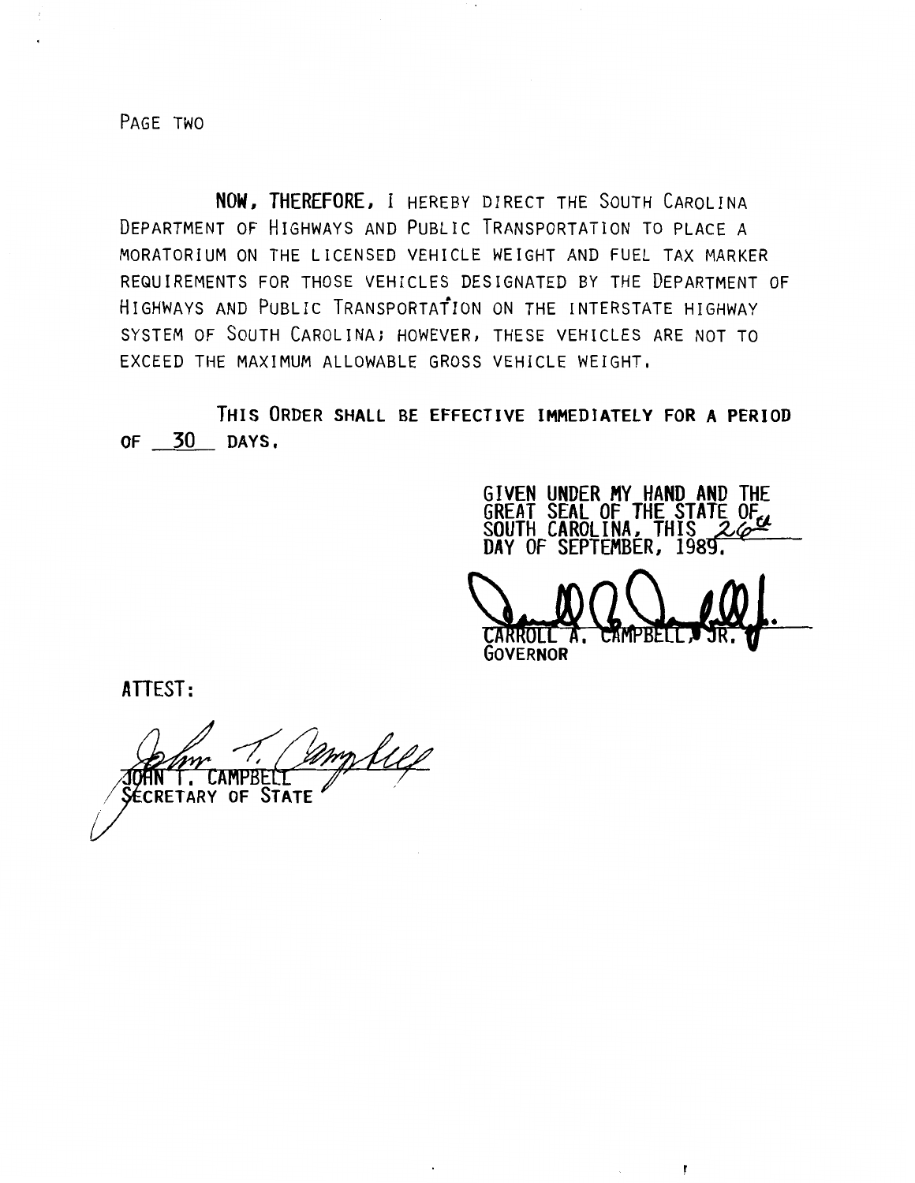PAGE TWO

**NOW, THEREFORE,** I HEREBY DIRECT THE SOUTH CAROLINA DEPARTMENT OF HIGHWAYS AND PUBLIC TRANSPORTATION TO PLACE A MORATORIUM ON THE LICENSED VEHICLE WEIGHT AND FUEL TAX MARKER REQUIREMENTS FOR THOSE VEHICLES DESIGNATED BY THE DEPARTMENT OF HIGHWAYS AND PUBLIC TRANSPORTATION ON THE INTERSTATE HIGHWAY SYSTEM OF SOUTH CAROLINA; HOWEVER, THESE VEHICLES ARE NOT TO EXCEED THE MAXIMUM ALLOWABLE GROSS VEHICLE WEIGHT.

**THIS ORDER SHALL BE EFFECTIVE IMMEDIATELY FOR A PERIOD OF 30 DAYS.**

**GIVEN UNDER MY HAND AND THE GREAT SEAL OF THE STATE OF SOUTH CAROLINA, THIS 26th DAY OF SEPTEMBER, 1989.**

CARROLL A. CAMPBELL, JR.
**GOVERNOR**

**ATTEST:**

JOHN T. CAMPBELL
SECRETARY OF STATE